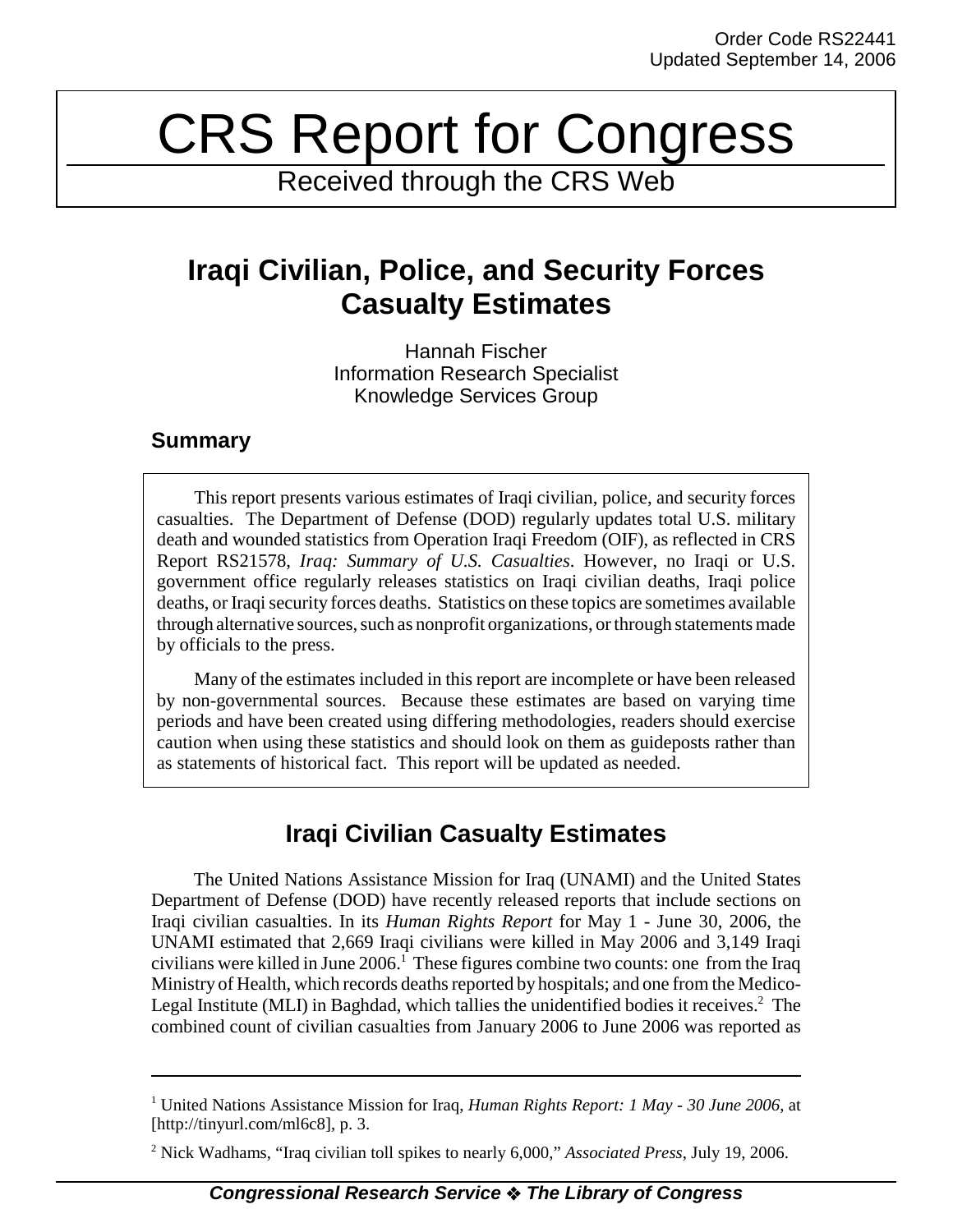Order Code RS22441
Updated September 14, 2006

# CRS Report for Congress

Received through the CRS Web

## Iraqi Civilian, Police, and Security Forces Casualty Estimates

Hannah Fischer
Information Research Specialist
Knowledge Services Group

### Summary

This report presents various estimates of Iraqi civilian, police, and security forces casualties. The Department of Defense (DOD) regularly updates total U.S. military death and wounded statistics from Operation Iraqi Freedom (OIF), as reflected in CRS Report RS21578, *Iraq: Summary of U.S. Casualties*. However, no Iraqi or U.S. government office regularly releases statistics on Iraqi civilian deaths, Iraqi police deaths, or Iraqi security forces deaths. Statistics on these topics are sometimes available through alternative sources, such as nonprofit organizations, or through statements made by officials to the press.

Many of the estimates included in this report are incomplete or have been released by non-governmental sources. Because these estimates are based on varying time periods and have been created using differing methodologies, readers should exercise caution when using these statistics and should look on them as guideposts rather than as statements of historical fact. This report will be updated as needed.

## Iraqi Civilian Casualty Estimates

The United Nations Assistance Mission for Iraq (UNAMI) and the United States Department of Defense (DOD) have recently released reports that include sections on Iraqi civilian casualties. In its *Human Rights Report* for May 1 - June 30, 2006, the UNAMI estimated that 2,669 Iraqi civilians were killed in May 2006 and 3,149 Iraqi civilians were killed in June 2006.[1] These figures combine two counts: one from the Iraq Ministry of Health, which records deaths reported by hospitals; and one from the Medico-Legal Institute (MLI) in Baghdad, which tallies the unidentified bodies it receives.[2] The combined count of civilian casualties from January 2006 to June 2006 was reported as

---

[1] United Nations Assistance Mission for Iraq, *Human Rights Report: 1 May - 30 June 2006*, at [http://tinyurl.com/ml6c8], p. 3.

[2] Nick Wadhams, "Iraq civilian toll spikes to nearly 6,000," *Associated Press*, July 19, 2006.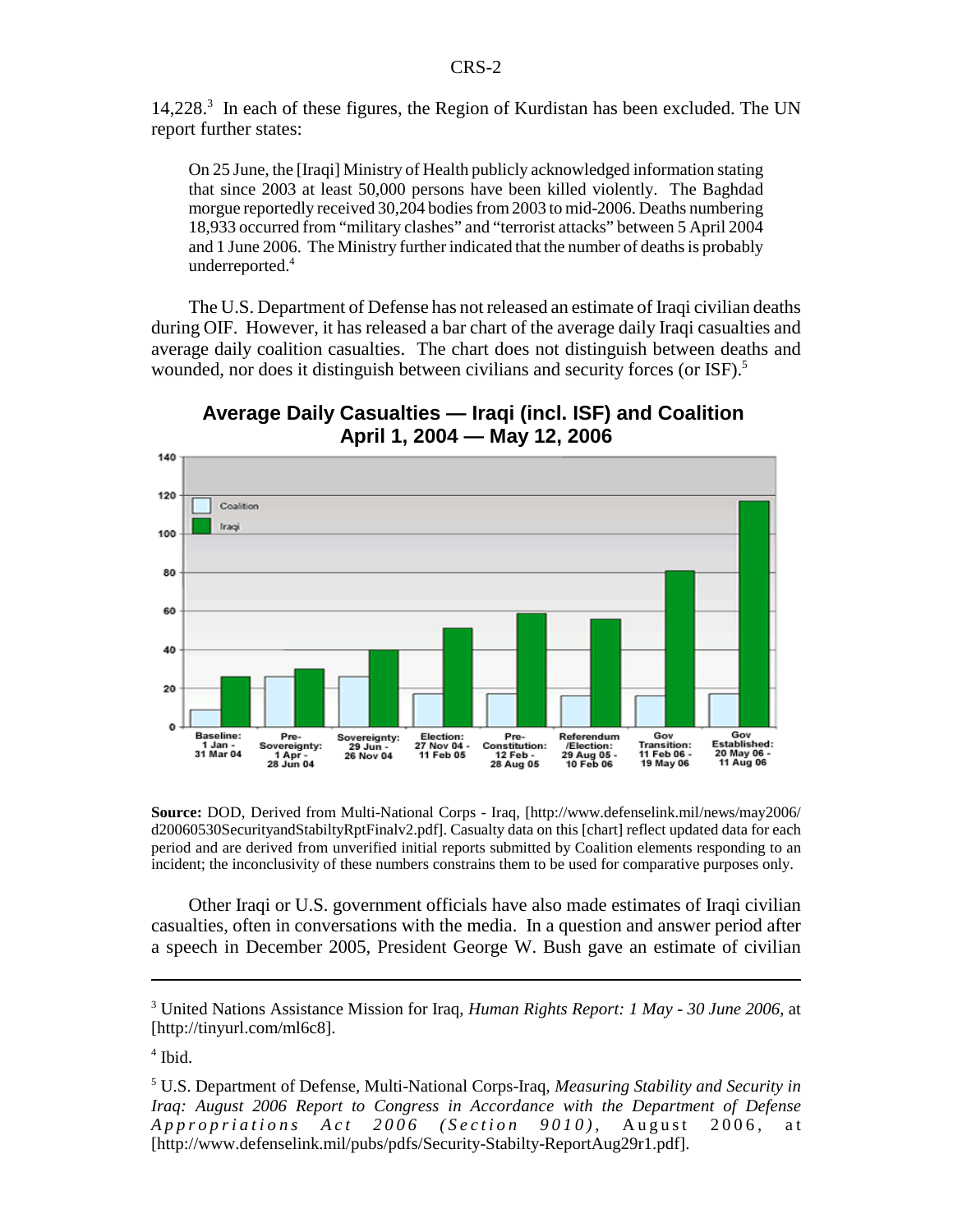14,228.[3] In each of these figures, the Region of Kurdistan has been excluded. The UN report further states:

> On 25 June, the [Iraqi] Ministry of Health publicly acknowledged information stating that since 2003 at least 50,000 persons have been killed violently. The Baghdad morgue reportedly received 30,204 bodies from 2003 to mid-2006. Deaths numbering 18,933 occurred from "military clashes" and "terrorist attacks" between 5 April 2004 and 1 June 2006. The Ministry further indicated that the number of deaths is probably underreported.[4]

The U.S. Department of Defense has not released an estimate of Iraqi civilian deaths during OIF. However, it has released a bar chart of the average daily Iraqi casualties and average daily coalition casualties. The chart does not distinguish between deaths and wounded, nor does it distinguish between civilians and security forces (or ISF).[5]

**Average Daily Casualties — Iraqi (incl. ISF) and Coalition**
**April 1, 2004 — May 12, 2006**

**Source:** DOD, Derived from Multi-National Corps - Iraq, [http://www.defenselink.mil/news/may2006/d20060530SecurityandStabiltyRptFinalv2.pdf]. Casualty data on this [chart] reflect updated data for each period and are derived from unverified initial reports submitted by Coalition elements responding to an incident; the inconclusivity of these numbers constrains them to be used for comparative purposes only.

Other Iraqi or U.S. government officials have also made estimates of Iraqi civilian casualties, often in conversations with the media. In a question and answer period after a speech in December 2005, President George W. Bush gave an estimate of civilian

---

[3] United Nations Assistance Mission for Iraq, *Human Rights Report: 1 May - 30 June 2006*, at [http://tinyurl.com/ml6c8].

[4] Ibid.

[5] U.S. Department of Defense, Multi-National Corps-Iraq, *Measuring Stability and Security in Iraq: August 2006 Report to Congress in Accordance with the Department of Defense Appropriations Act 2006 (Section 9010)*, August 2006, at [http://www.defenselink.mil/pubs/pdfs/Security-Stabilty-ReportAug29r1.pdf].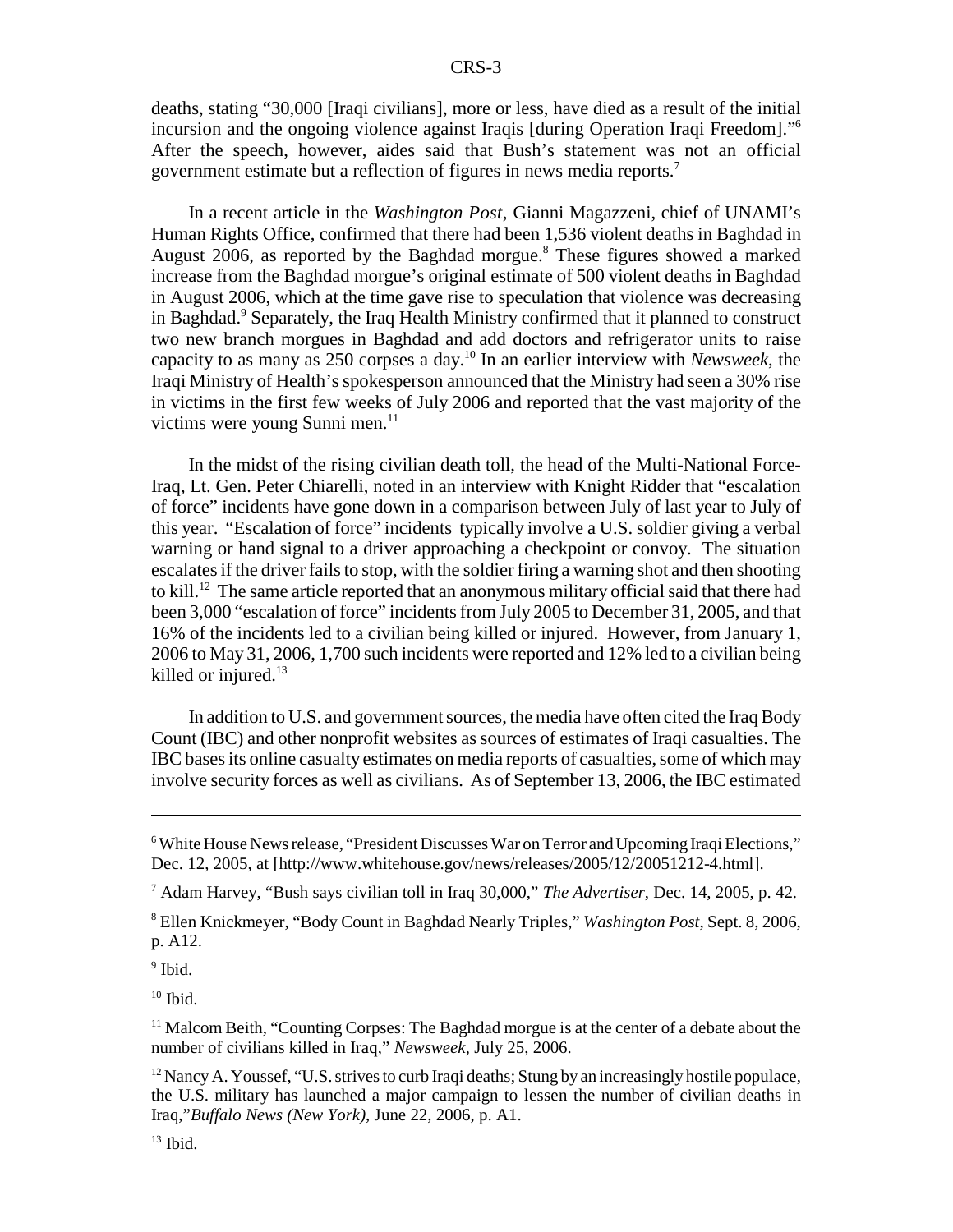deaths, stating "30,000 [Iraqi civilians], more or less, have died as a result of the initial incursion and the ongoing violence against Iraqis [during Operation Iraqi Freedom]."[6] After the speech, however, aides said that Bush's statement was not an official government estimate but a reflection of figures in news media reports.[7]

In a recent article in the *Washington Post*, Gianni Magazzeni, chief of UNAMI's Human Rights Office, confirmed that there had been 1,536 violent deaths in Baghdad in August 2006, as reported by the Baghdad morgue.[8] These figures showed a marked increase from the Baghdad morgue's original estimate of 500 violent deaths in Baghdad in August 2006, which at the time gave rise to speculation that violence was decreasing in Baghdad.[9] Separately, the Iraq Health Ministry confirmed that it planned to construct two new branch morgues in Baghdad and add doctors and refrigerator units to raise capacity to as many as 250 corpses a day.[10] In an earlier interview with *Newsweek*, the Iraqi Ministry of Health's spokesperson announced that the Ministry had seen a 30% rise in victims in the first few weeks of July 2006 and reported that the vast majority of the victims were young Sunni men.[11]

In the midst of the rising civilian death toll, the head of the Multi-National Force-Iraq, Lt. Gen. Peter Chiarelli, noted in an interview with Knight Ridder that "escalation of force" incidents have gone down in a comparison between July of last year to July of this year. "Escalation of force" incidents typically involve a U.S. soldier giving a verbal warning or hand signal to a driver approaching a checkpoint or convoy. The situation escalates if the driver fails to stop, with the soldier firing a warning shot and then shooting to kill.[12] The same article reported that an anonymous military official said that there had been 3,000 "escalation of force" incidents from July 2005 to December 31, 2005, and that 16% of the incidents led to a civilian being killed or injured. However, from January 1, 2006 to May 31, 2006, 1,700 such incidents were reported and 12% led to a civilian being killed or injured.[13]

In addition to U.S. and government sources, the media have often cited the Iraq Body Count (IBC) and other nonprofit websites as sources of estimates of Iraqi casualties. The IBC bases its online casualty estimates on media reports of casualties, some of which may involve security forces as well as civilians. As of September 13, 2006, the IBC estimated

---

[6] White House News release, "President Discusses War on Terror and Upcoming Iraqi Elections," Dec. 12, 2005, at [http://www.whitehouse.gov/news/releases/2005/12/20051212-4.html].

[7] Adam Harvey, "Bush says civilian toll in Iraq 30,000," *The Advertiser*, Dec. 14, 2005, p. 42.

[8] Ellen Knickmeyer, "Body Count in Baghdad Nearly Triples," *Washington Post*, Sept. 8, 2006, p. A12.

[9] Ibid.

[10] Ibid.

[11] Malcom Beith, "Counting Corpses: The Baghdad morgue is at the center of a debate about the number of civilians killed in Iraq," *Newsweek*, July 25, 2006.

[12] Nancy A. Youssef, "U.S. strives to curb Iraqi deaths; Stung by an increasingly hostile populace, the U.S. military has launched a major campaign to lessen the number of civilian deaths in Iraq,"*Buffalo News (New York)*, June 22, 2006, p. A1.

[13] Ibid.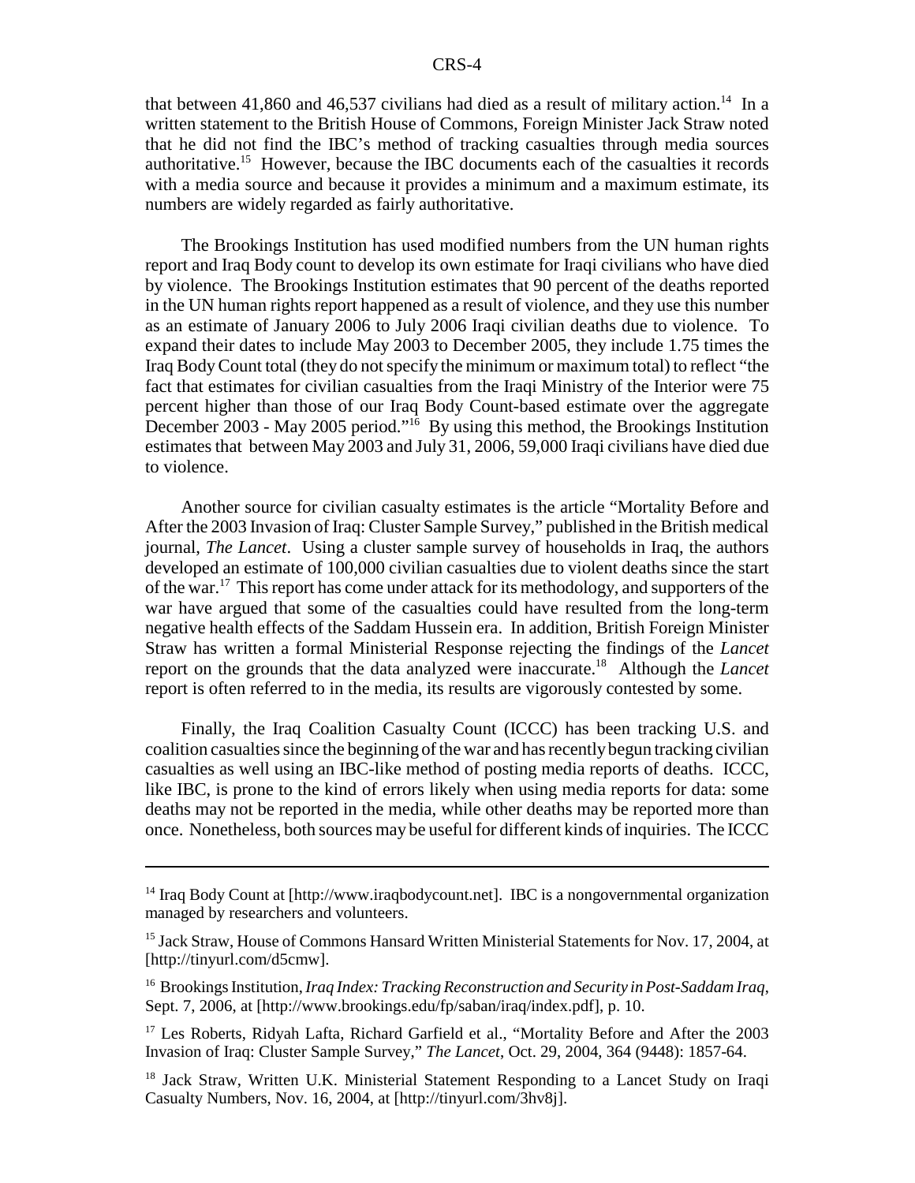that between 41,860 and 46,537 civilians had died as a result of military action.[14] In a written statement to the British House of Commons, Foreign Minister Jack Straw noted that he did not find the IBC's method of tracking casualties through media sources authoritative.[15] However, because the IBC documents each of the casualties it records with a media source and because it provides a minimum and a maximum estimate, its numbers are widely regarded as fairly authoritative.

The Brookings Institution has used modified numbers from the UN human rights report and Iraq Body count to develop its own estimate for Iraqi civilians who have died by violence. The Brookings Institution estimates that 90 percent of the deaths reported in the UN human rights report happened as a result of violence, and they use this number as an estimate of January 2006 to July 2006 Iraqi civilian deaths due to violence. To expand their dates to include May 2003 to December 2005, they include 1.75 times the Iraq Body Count total (they do not specify the minimum or maximum total) to reflect "the fact that estimates for civilian casualties from the Iraqi Ministry of the Interior were 75 percent higher than those of our Iraq Body Count-based estimate over the aggregate December 2003 - May 2005 period."[16] By using this method, the Brookings Institution estimates that between May 2003 and July 31, 2006, 59,000 Iraqi civilians have died due to violence.

Another source for civilian casualty estimates is the article "Mortality Before and After the 2003 Invasion of Iraq: Cluster Sample Survey," published in the British medical journal, *The Lancet*. Using a cluster sample survey of households in Iraq, the authors developed an estimate of 100,000 civilian casualties due to violent deaths since the start of the war.[17] This report has come under attack for its methodology, and supporters of the war have argued that some of the casualties could have resulted from the long-term negative health effects of the Saddam Hussein era. In addition, British Foreign Minister Straw has written a formal Ministerial Response rejecting the findings of the *Lancet* report on the grounds that the data analyzed were inaccurate.[18] Although the *Lancet* report is often referred to in the media, its results are vigorously contested by some.

Finally, the Iraq Coalition Casualty Count (ICCC) has been tracking U.S. and coalition casualties since the beginning of the war and has recently begun tracking civilian casualties as well using an IBC-like method of posting media reports of deaths. ICCC, like IBC, is prone to the kind of errors likely when using media reports for data: some deaths may not be reported in the media, while other deaths may be reported more than once. Nonetheless, both sources may be useful for different kinds of inquiries. The ICCC

---

[14] Iraq Body Count at [http://www.iraqbodycount.net]. IBC is a nongovernmental organization managed by researchers and volunteers.

[15] Jack Straw, House of Commons Hansard Written Ministerial Statements for Nov. 17, 2004, at [http://tinyurl.com/d5cmw].

[16] Brookings Institution, *Iraq Index: Tracking Reconstruction and Security in Post-Saddam Iraq*, Sept. 7, 2006, at [http://www.brookings.edu/fp/saban/iraq/index.pdf], p. 10.

[17] Les Roberts, Ridyah Lafta, Richard Garfield et al., "Mortality Before and After the 2003 Invasion of Iraq: Cluster Sample Survey," *The Lancet*, Oct. 29, 2004, 364 (9448): 1857-64.

[18] Jack Straw, Written U.K. Ministerial Statement Responding to a Lancet Study on Iraqi Casualty Numbers, Nov. 16, 2004, at [http://tinyurl.com/3hv8j].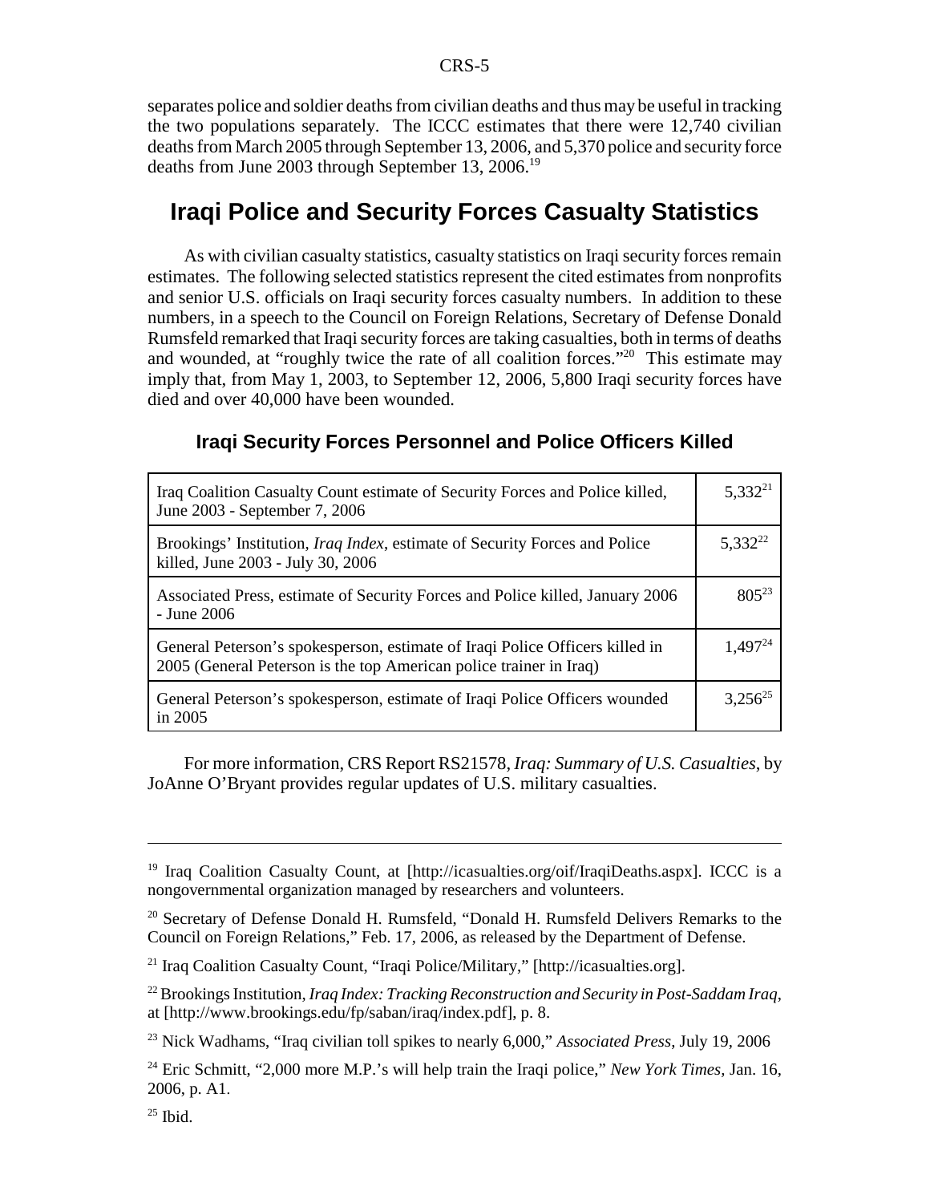separates police and soldier deaths from civilian deaths and thus may be useful in tracking the two populations separately. The ICCC estimates that there were 12,740 civilian deaths from March 2005 through September 13, 2006, and 5,370 police and security force deaths from June 2003 through September 13, 2006.[19]

## Iraqi Police and Security Forces Casualty Statistics

As with civilian casualty statistics, casualty statistics on Iraqi security forces remain estimates. The following selected statistics represent the cited estimates from nonprofits and senior U.S. officials on Iraqi security forces casualty numbers. In addition to these numbers, in a speech to the Council on Foreign Relations, Secretary of Defense Donald Rumsfeld remarked that Iraqi security forces are taking casualties, both in terms of deaths and wounded, at "roughly twice the rate of all coalition forces."[20] This estimate may imply that, from May 1, 2003, to September 12, 2006, 5,800 Iraqi security forces have died and over 40,000 have been wounded.

### Iraqi Security Forces Personnel and Police Officers Killed

| | |
|---|---|
| Iraq Coalition Casualty Count estimate of Security Forces and Police killed, June 2003 - September 7, 2006 | 5,332[21] |
| Brookings' Institution, *Iraq Index*, estimate of Security Forces and Police killed, June 2003 - July 30, 2006 | 5,332[22] |
| Associated Press, estimate of Security Forces and Police killed, January 2006 - June 2006 | 805[23] |
| General Peterson's spokesperson, estimate of Iraqi Police Officers killed in 2005 (General Peterson is the top American police trainer in Iraq) | 1,497[24] |
| General Peterson's spokesperson, estimate of Iraqi Police Officers wounded in 2005 | 3,256[25] |

For more information, CRS Report RS21578, *Iraq: Summary of U.S. Casualties*, by JoAnne O'Bryant provides regular updates of U.S. military casualties.

---

[19] Iraq Coalition Casualty Count, at [http://icasualties.org/oif/IraqiDeaths.aspx]. ICCC is a nongovernmental organization managed by researchers and volunteers.

[20] Secretary of Defense Donald H. Rumsfeld, "Donald H. Rumsfeld Delivers Remarks to the Council on Foreign Relations," Feb. 17, 2006, as released by the Department of Defense.

[21] Iraq Coalition Casualty Count, "Iraqi Police/Military," [http://icasualties.org].

[22] Brookings Institution, *Iraq Index: Tracking Reconstruction and Security in Post-Saddam Iraq*, at [http://www.brookings.edu/fp/saban/iraq/index.pdf], p. 8.

[23] Nick Wadhams, "Iraq civilian toll spikes to nearly 6,000," *Associated Press*, July 19, 2006

[24] Eric Schmitt, "2,000 more M.P.'s will help train the Iraqi police," *New York Times*, Jan. 16, 2006, p. A1.

[25] Ibid.